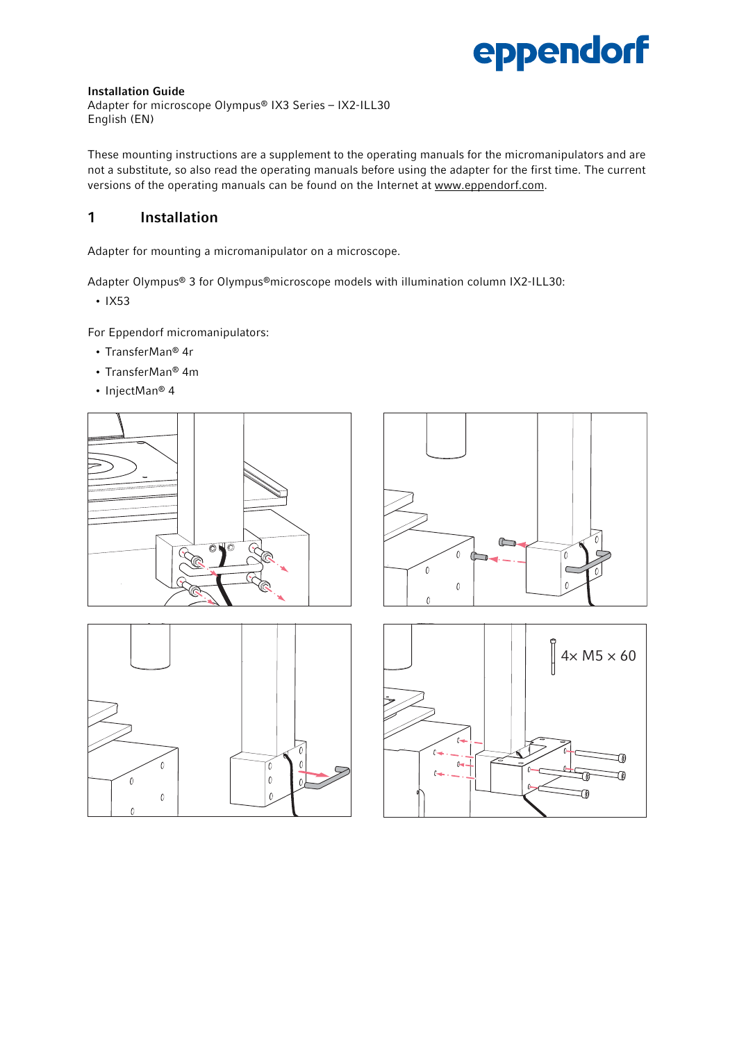**Installation Guide**
Adapter for microscope Olympus® IX3 Series – IX2-ILL30
English (EN)

These mounting instructions are a supplement to the operating manuals for the micromanipulators and are not a substitute, so also read the operating manuals before using the adapter for the first time. The current versions of the operating manuals can be found on the Internet at www.eppendorf.com.

# 1 Installation

Adapter for mounting a micromanipulator on a microscope.

Adapter Olympus® 3 for Olympus®microscope models with illumination column IX2-ILL30:

- IX53

For Eppendorf micromanipulators:

- TransferMan® 4r
- TransferMan® 4m
- InjectMan® 4

4× M5 × 60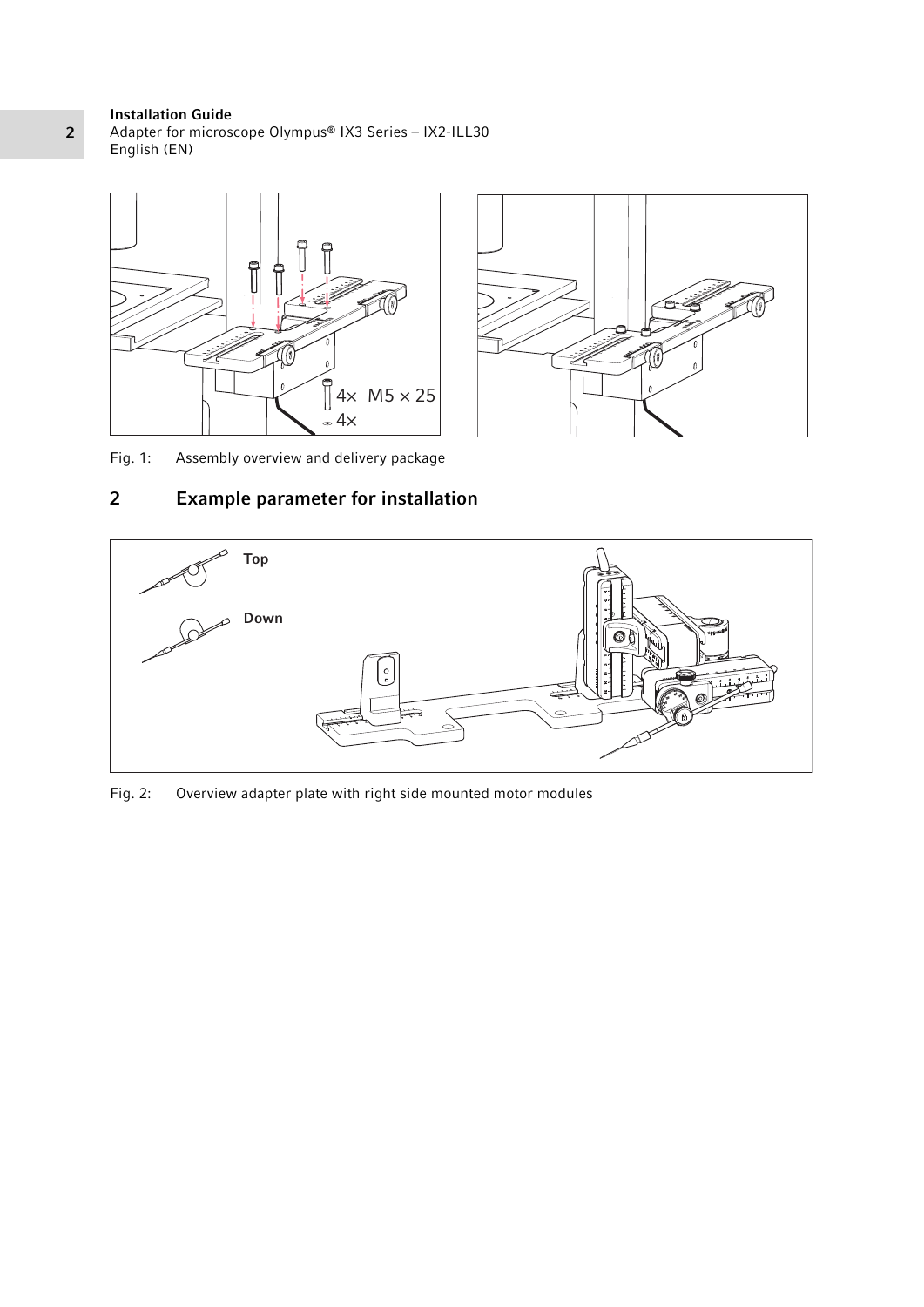Fig. 1: Assembly overview and delivery package

## 2 Example parameter for installation

Fig. 2: Overview adapter plate with right side mounted motor modules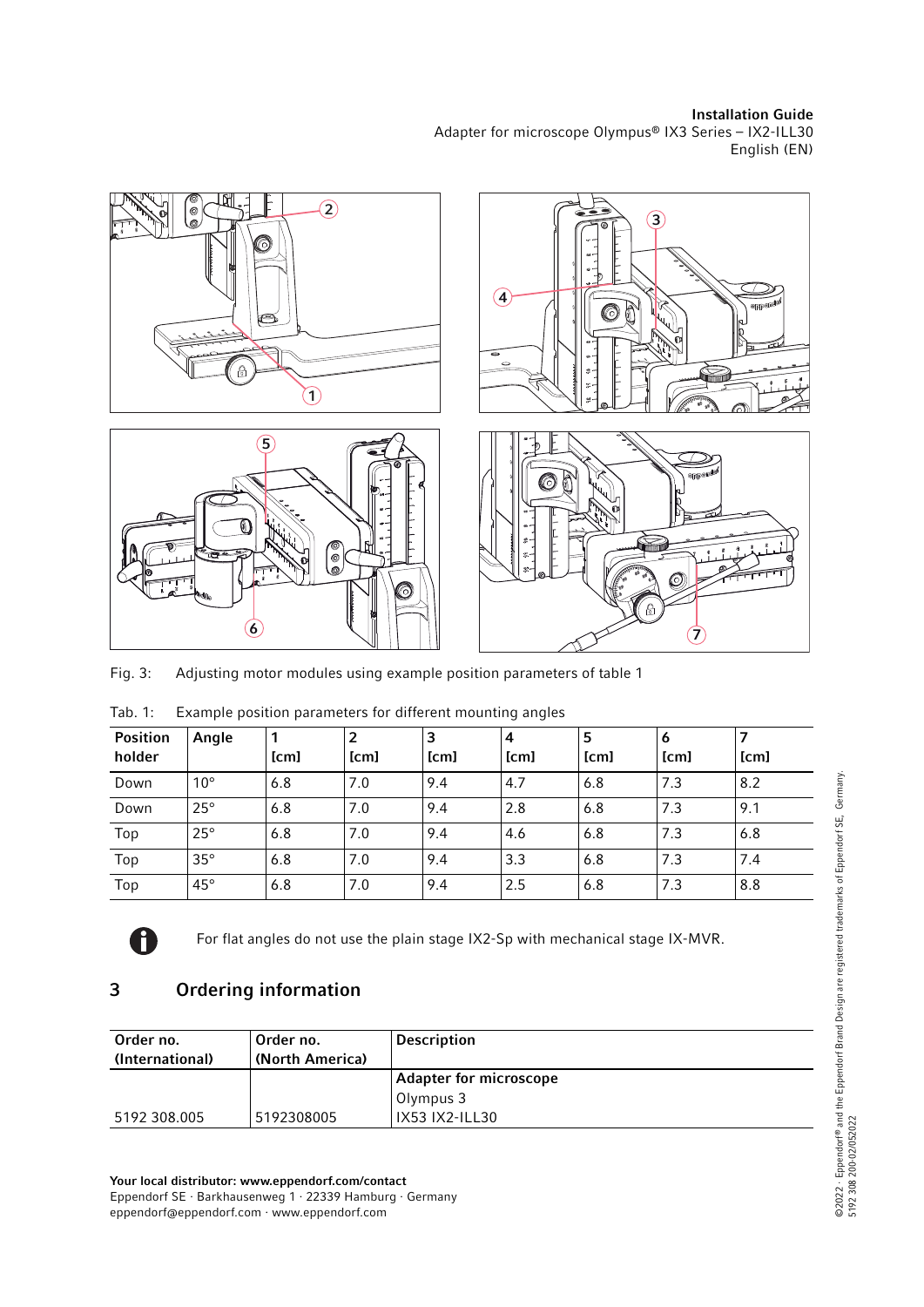Fig. 3: Adjusting motor modules using example position parameters of table 1

Tab. 1: Example position parameters for different mounting angles

| Position holder | Angle | 1 [cm] | 2 [cm] | 3 [cm] | 4 [cm] | 5 [cm] | 6 [cm] | 7 [cm] |
|---|---|---|---|---|---|---|---|---|
| Down | 10° | 6.8 | 7.0 | 9.4 | 4.7 | 6.8 | 7.3 | 8.2 |
| Down | 25° | 6.8 | 7.0 | 9.4 | 2.8 | 6.8 | 7.3 | 9.1 |
| Top | 25° | 6.8 | 7.0 | 9.4 | 4.6 | 6.8 | 7.3 | 6.8 |
| Top | 35° | 6.8 | 7.0 | 9.4 | 3.3 | 6.8 | 7.3 | 7.4 |
| Top | 45° | 6.8 | 7.0 | 9.4 | 2.5 | 6.8 | 7.3 | 8.8 |

For flat angles do not use the plain stage IX2-Sp with mechanical stage IX-MVR.

## 3 Ordering information

| Order no. (International) | Order no. (North America) | Description |
|---|---|---|
| 5192 308.005 | 5192308005 | **Adapter for microscope** Olympus 3 IX53 IX2-ILL30 |

**Your local distributor: www.eppendorf.com/contact**
Eppendorf SE · Barkhausenweg 1 · 22339 Hamburg · Germany
eppendorf@eppendorf.com · www.eppendorf.com

©2022 · Eppendorf® and the Eppendorf Brand Design are registered trademarks of Eppendorf SE, Germany.
5192 308 200-02/052022